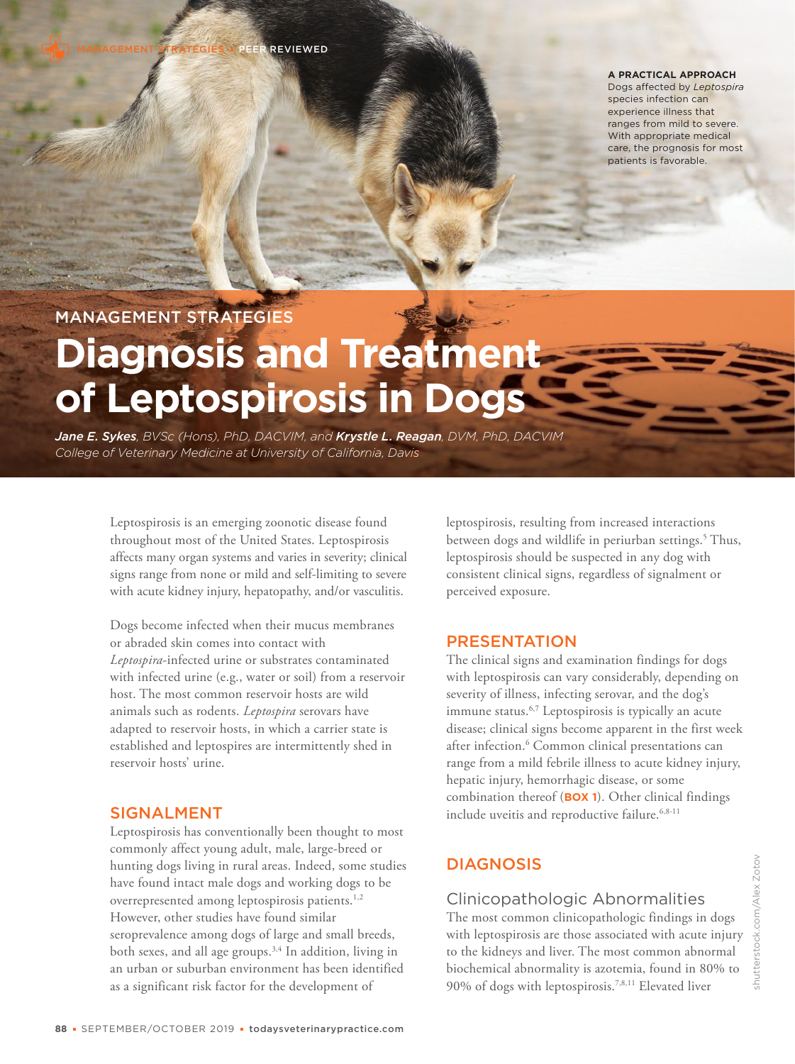MANAGEMENT STRATEGIES • PEER REVIEWED

**A PRACTICAL APPROACH**
Dogs affected by *Leptospira* species infection can experience illness that ranges from mild to severe. With appropriate medical care, the prognosis for most patients is favorable.

MANAGEMENT STRATEGIES

# Diagnosis and Treatment of Leptospirosis in Dogs

***Jane E. Sykes**, BVSc (Hons), PhD, DACVIM, and **Krystle L. Reagan**, DVM, PhD, DACVIM*
*College of Veterinary Medicine at University of California, Davis*

Leptospirosis is an emerging zoonotic disease found throughout most of the United States. Leptospirosis affects many organ systems and varies in severity; clinical signs range from none or mild and self-limiting to severe with acute kidney injury, hepatopathy, and/or vasculitis.

Dogs become infected when their mucus membranes or abraded skin comes into contact with *Leptospira*-infected urine or substrates contaminated with infected urine (e.g., water or soil) from a reservoir host. The most common reservoir hosts are wild animals such as rodents. *Leptospira* serovars have adapted to reservoir hosts, in which a carrier state is established and leptospires are intermittently shed in reservoir hosts' urine.

## SIGNALMENT

Leptospirosis has conventionally been thought to most commonly affect young adult, male, large-breed or hunting dogs living in rural areas. Indeed, some studies have found intact male dogs and working dogs to be overrepresented among leptospirosis patients.[1,2] However, other studies have found similar seroprevalence among dogs of large and small breeds, both sexes, and all age groups.[3,4] In addition, living in an urban or suburban environment has been identified as a significant risk factor for the development of leptospirosis, resulting from increased interactions between dogs and wildlife in periurban settings.[5] Thus, leptospirosis should be suspected in any dog with consistent clinical signs, regardless of signalment or perceived exposure.

## PRESENTATION

The clinical signs and examination findings for dogs with leptospirosis can vary considerably, depending on severity of illness, infecting serovar, and the dog's immune status.[6,7] Leptospirosis is typically an acute disease; clinical signs become apparent in the first week after infection.[6] Common clinical presentations can range from a mild febrile illness to acute kidney injury, hepatic injury, hemorrhagic disease, or some combination thereof (**BOX 1**). Other clinical findings include uveitis and reproductive failure.[6,8-11]

## DIAGNOSIS

### Clinicopathologic Abnormalities

The most common clinicopathologic findings in dogs with leptospirosis are those associated with acute injury to the kidneys and liver. The most common abnormal biochemical abnormality is azotemia, found in 80% to 90% of dogs with leptospirosis.[7,8,11] Elevated liver

shutterstock.com/Alex Zotov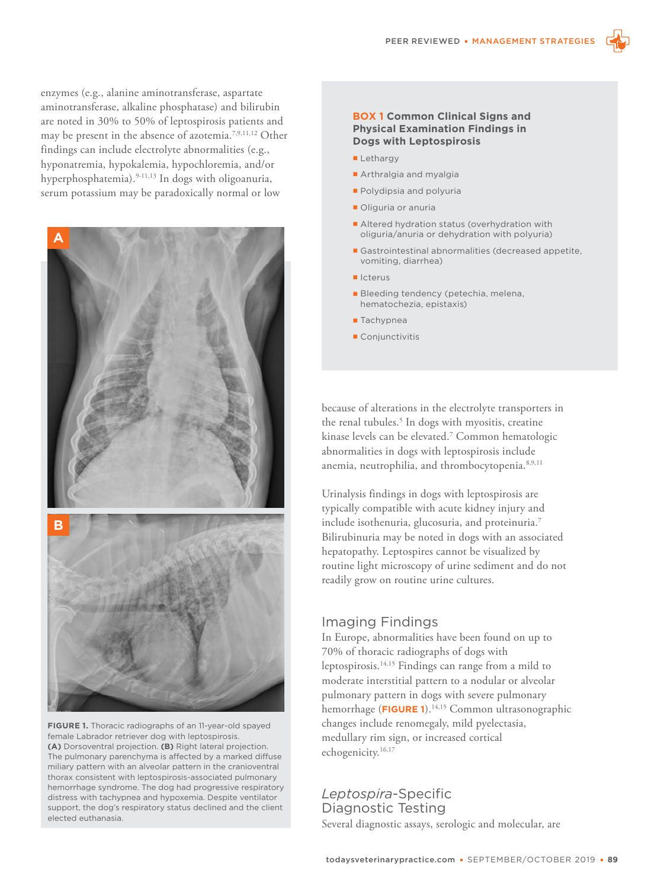enzymes (e.g., alanine aminotransferase, aspartate aminotransferase, alkaline phosphatase) and bilirubin are noted in 30% to 50% of leptospirosis patients and may be present in the absence of azotemia.[7,9,11,12] Other findings can include electrolyte abnormalities (e.g., hyponatremia, hypokalemia, hypochloremia, and/or hyperphosphatemia).[9-11,13] In dogs with oligoanuria, serum potassium may be paradoxically normal or low because of alterations in the electrolyte transporters in the renal tubules.[5] In dogs with myositis, creatine kinase levels can be elevated.[7] Common hematologic abnormalities in dogs with leptospirosis include anemia, neutrophilia, and thrombocytopenia.[8,9,11]

**BOX 1 Common Clinical Signs and Physical Examination Findings in Dogs with Leptospirosis**

- Lethargy
- Arthralgia and myalgia
- Polydipsia and polyuria
- Oliguria or anuria
- Altered hydration status (overhydration with oliguria/anuria or dehydration with polyuria)
- Gastrointestinal abnormalities (decreased appetite, vomiting, diarrhea)
- Icterus
- Bleeding tendency (petechia, melena, hematochezia, epistaxis)
- Tachypnea
- Conjunctivitis

**FIGURE 1.** Thoracic radiographs of an 11-year-old spayed female Labrador retriever dog with leptospirosis. **(A)** Dorsoventral projection. **(B)** Right lateral projection. The pulmonary parenchyma is affected by a marked diffuse miliary pattern with an alveolar pattern in the cranioventral thorax consistent with leptospirosis-associated pulmonary hemorrhage syndrome. The dog had progressive respiratory distress with tachypnea and hypoxemia. Despite ventilator support, the dog's respiratory status declined and the client elected euthanasia.

Urinalysis findings in dogs with leptospirosis are typically compatible with acute kidney injury and include isothenuria, glucosuria, and proteinuria.[7] Bilirubinuria may be noted in dogs with an associated hepatopathy. Leptospires cannot be visualized by routine light microscopy of urine sediment and do not readily grow on routine urine cultures.

## Imaging Findings

In Europe, abnormalities have been found on up to 70% of thoracic radiographs of dogs with leptospirosis.[14,15] Findings can range from a mild to moderate interstitial pattern to a nodular or alveolar pulmonary pattern in dogs with severe pulmonary hemorrhage (**FIGURE 1**).[14,15] Common ultrasonographic changes include renomegaly, mild pyelectasia, medullary rim sign, or increased cortical echogenicity.[16,17]

## *Leptospira*-Specific Diagnostic Testing

Several diagnostic assays, serologic and molecular, are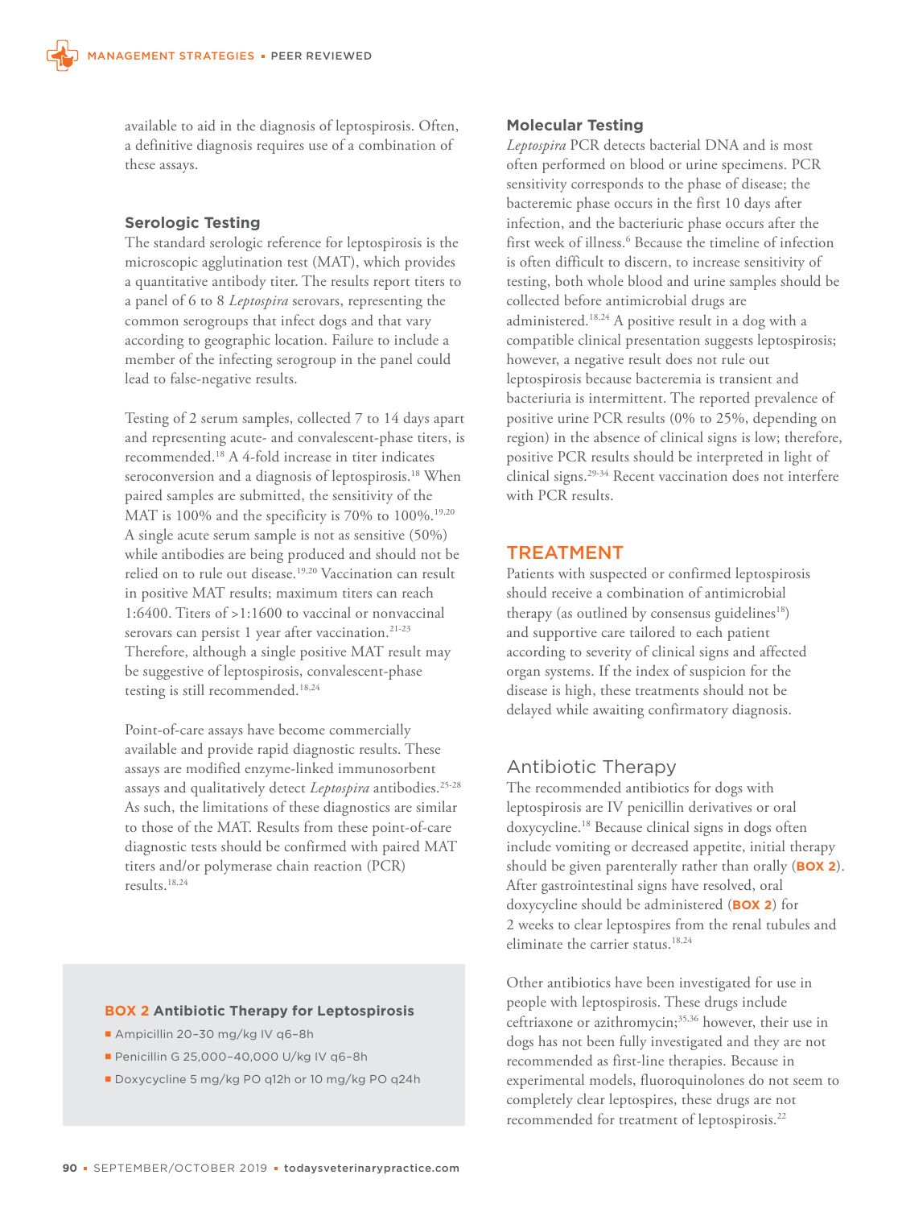available to aid in the diagnosis of leptospirosis. Often, a definitive diagnosis requires use of a combination of these assays.

### Serologic Testing

The standard serologic reference for leptospirosis is the microscopic agglutination test (MAT), which provides a quantitative antibody titer. The results report titers to a panel of 6 to 8 *Leptospira* serovars, representing the common serogroups that infect dogs and that vary according to geographic location. Failure to include a member of the infecting serogroup in the panel could lead to false-negative results.

Testing of 2 serum samples, collected 7 to 14 days apart and representing acute- and convalescent-phase titers, is recommended.[18] A 4-fold increase in titer indicates seroconversion and a diagnosis of leptospirosis.[18] When paired samples are submitted, the sensitivity of the MAT is 100% and the specificity is 70% to 100%.[19,20] A single acute serum sample is not as sensitive (50%) while antibodies are being produced and should not be relied on to rule out disease.[19,20] Vaccination can result in positive MAT results; maximum titers can reach 1:6400. Titers of >1:1600 to vaccinal or nonvaccinal serovars can persist 1 year after vaccination.[21-23] Therefore, although a single positive MAT result may be suggestive of leptospirosis, convalescent-phase testing is still recommended.[18,24]

Point-of-care assays have become commercially available and provide rapid diagnostic results. These assays are modified enzyme-linked immunosorbent assays and qualitatively detect *Leptospira* antibodies.[25-28] As such, the limitations of these diagnostics are similar to those of the MAT. Results from these point-of-care diagnostic tests should be confirmed with paired MAT titers and/or polymerase chain reaction (PCR) results.[18,24]

### Molecular Testing

*Leptospira* PCR detects bacterial DNA and is most often performed on blood or urine specimens. PCR sensitivity corresponds to the phase of disease; the bacteremic phase occurs in the first 10 days after infection, and the bacteriuric phase occurs after the first week of illness.[6] Because the timeline of infection is often difficult to discern, to increase sensitivity of testing, both whole blood and urine samples should be collected before antimicrobial drugs are administered.[18,24] A positive result in a dog with a compatible clinical presentation suggests leptospirosis; however, a negative result does not rule out leptospirosis because bacteremia is transient and bacteriuria is intermittent. The reported prevalence of positive urine PCR results (0% to 25%, depending on region) in the absence of clinical signs is low; therefore, positive PCR results should be interpreted in light of clinical signs.[29-34] Recent vaccination does not interfere with PCR results.

## TREATMENT

Patients with suspected or confirmed leptospirosis should receive a combination of antimicrobial therapy (as outlined by consensus guidelines[18]) and supportive care tailored to each patient according to severity of clinical signs and affected organ systems. If the index of suspicion for the disease is high, these treatments should not be delayed while awaiting confirmatory diagnosis.

### Antibiotic Therapy

The recommended antibiotics for dogs with leptospirosis are IV penicillin derivatives or oral doxycycline.[18] Because clinical signs in dogs often include vomiting or decreased appetite, initial therapy should be given parenterally rather than orally (**BOX 2**). After gastrointestinal signs have resolved, oral doxycycline should be administered (**BOX 2**) for 2 weeks to clear leptospires from the renal tubules and eliminate the carrier status.[18,24]

Other antibiotics have been investigated for use in people with leptospirosis. These drugs include ceftriaxone or azithromycin;[35,36] however, their use in dogs has not been fully investigated and they are not recommended as first-line therapies. Because in experimental models, fluoroquinolones do not seem to completely clear leptospires, these drugs are not recommended for treatment of leptospirosis.[22]

**BOX 2 Antibiotic Therapy for Leptospirosis**

- Ampicillin 20–30 mg/kg IV q6–8h
- Penicillin G 25,000–40,000 U/kg IV q6–8h
- Doxycycline 5 mg/kg PO q12h or 10 mg/kg PO q24h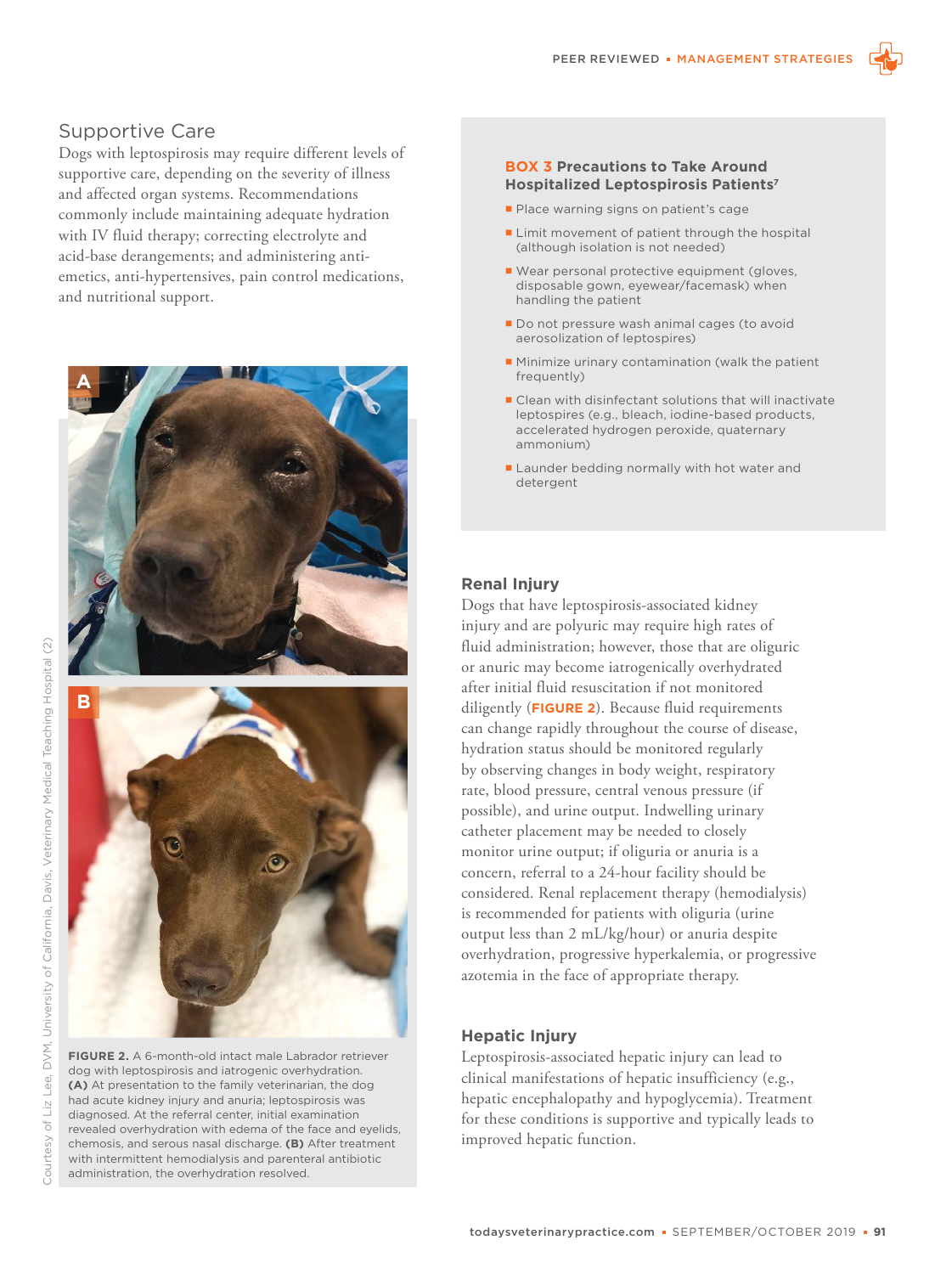## Supportive Care

Dogs with leptospirosis may require different levels of supportive care, depending on the severity of illness and affected organ systems. Recommendations commonly include maintaining adequate hydration with IV fluid therapy; correcting electrolyte and acid-base derangements; and administering anti-emetics, anti-hypertensives, pain control medications, and nutritional support.

**FIGURE 2.** A 6-month-old intact male Labrador retriever dog with leptospirosis and iatrogenic overhydration. **(A)** At presentation to the family veterinarian, the dog had acute kidney injury and anuria; leptospirosis was diagnosed. At the referral center, initial examination revealed overhydration with edema of the face and eyelids, chemosis, and serous nasal discharge. **(B)** After treatment with intermittent hemodialysis and parenteral antibiotic administration, the overhydration resolved.

Courtesy of Liz Lee, DVM, University of California, Davis, Veterinary Medical Teaching Hospital (2)

> **BOX 3 Precautions to Take Around Hospitalized Leptospirosis Patients[7]**
>
> - Place warning signs on patient's cage
> - Limit movement of patient through the hospital (although isolation is not needed)
> - Wear personal protective equipment (gloves, disposable gown, eyewear/facemask) when handling the patient
> - Do not pressure wash animal cages (to avoid aerosolization of leptospires)
> - Minimize urinary contamination (walk the patient frequently)
> - Clean with disinfectant solutions that will inactivate leptospires (e.g., bleach, iodine-based products, accelerated hydrogen peroxide, quaternary ammonium)
> - Launder bedding normally with hot water and detergent

### Renal Injury

Dogs that have leptospirosis-associated kidney injury and are polyuric may require high rates of fluid administration; however, those that are oliguric or anuric may become iatrogenically overhydrated after initial fluid resuscitation if not monitored diligently (**FIGURE 2**). Because fluid requirements can change rapidly throughout the course of disease, hydration status should be monitored regularly by observing changes in body weight, respiratory rate, blood pressure, central venous pressure (if possible), and urine output. Indwelling urinary catheter placement may be needed to closely monitor urine output; if oliguria or anuria is a concern, referral to a 24-hour facility should be considered. Renal replacement therapy (hemodialysis) is recommended for patients with oliguria (urine output less than 2 mL/kg/hour) or anuria despite overhydration, progressive hyperkalemia, or progressive azotemia in the face of appropriate therapy.

### Hepatic Injury

Leptospirosis-associated hepatic injury can lead to clinical manifestations of hepatic insufficiency (e.g., hepatic encephalopathy and hypoglycemia). Treatment for these conditions is supportive and typically leads to improved hepatic function.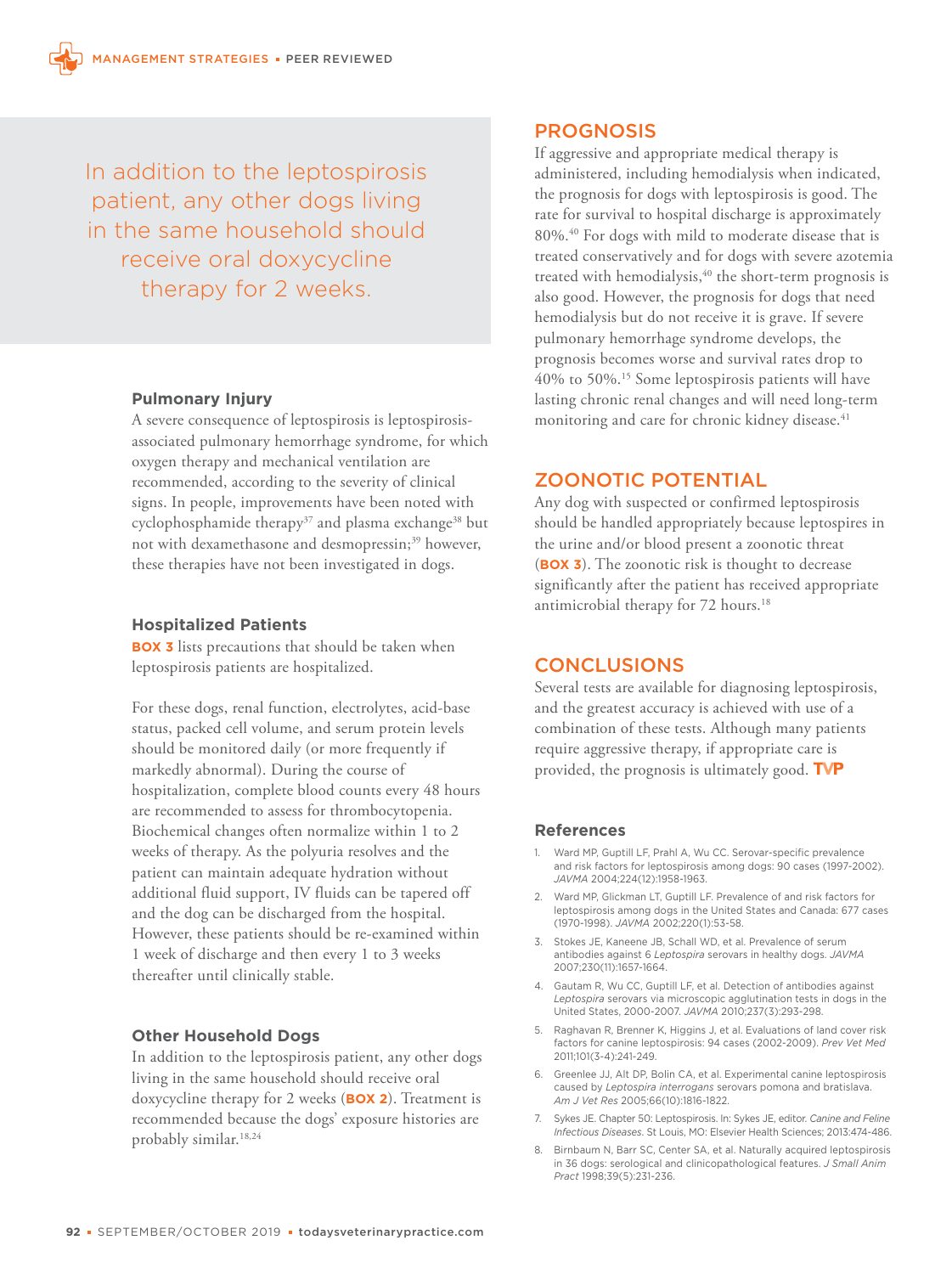In addition to the leptospirosis patient, any other dogs living in the same household should receive oral doxycycline therapy for 2 weeks.

### Pulmonary Injury

A severe consequence of leptospirosis is leptospirosis-associated pulmonary hemorrhage syndrome, for which oxygen therapy and mechanical ventilation are recommended, according to the severity of clinical signs. In people, improvements have been noted with cyclophosphamide therapy[37] and plasma exchange[38] but not with dexamethasone and desmopressin;[39] however, these therapies have not been investigated in dogs.

### Hospitalized Patients

**BOX 3** lists precautions that should be taken when leptospirosis patients are hospitalized.

For these dogs, renal function, electrolytes, acid-base status, packed cell volume, and serum protein levels should be monitored daily (or more frequently if markedly abnormal). During the course of hospitalization, complete blood counts every 48 hours are recommended to assess for thrombocytopenia. Biochemical changes often normalize within 1 to 2 weeks of therapy. As the polyuria resolves and the patient can maintain adequate hydration without additional fluid support, IV fluids can be tapered off and the dog can be discharged from the hospital. However, these patients should be re-examined within 1 week of discharge and then every 1 to 3 weeks thereafter until clinically stable.

### Other Household Dogs

In addition to the leptospirosis patient, any other dogs living in the same household should receive oral doxycycline therapy for 2 weeks (**BOX 2**). Treatment is recommended because the dogs' exposure histories are probably similar.[18,24]

## PROGNOSIS

If aggressive and appropriate medical therapy is administered, including hemodialysis when indicated, the prognosis for dogs with leptospirosis is good. The rate for survival to hospital discharge is approximately 80%.[40] For dogs with mild to moderate disease that is treated conservatively and for dogs with severe azotemia treated with hemodialysis,[40] the short-term prognosis is also good. However, the prognosis for dogs that need hemodialysis but do not receive it is grave. If severe pulmonary hemorrhage syndrome develops, the prognosis becomes worse and survival rates drop to 40% to 50%.[15] Some leptospirosis patients will have lasting chronic renal changes and will need long-term monitoring and care for chronic kidney disease.[41]

## ZOONOTIC POTENTIAL

Any dog with suspected or confirmed leptospirosis should be handled appropriately because leptospires in the urine and/or blood present a zoonotic threat (**BOX 3**). The zoonotic risk is thought to decrease significantly after the patient has received appropriate antimicrobial therapy for 72 hours.[18]

## CONCLUSIONS

Several tests are available for diagnosing leptospirosis, and the greatest accuracy is achieved with use of a combination of these tests. Although many patients require aggressive therapy, if appropriate care is provided, the prognosis is ultimately good. **TVP**

### References

1. Ward MP, Guptill LF, Prahl A, Wu CC. Serovar-specific prevalence and risk factors for leptospirosis among dogs: 90 cases (1997-2002). *JAVMA* 2004;224(12):1958-1963.
2. Ward MP, Glickman LT, Guptill LF. Prevalence of and risk factors for leptospirosis among dogs in the United States and Canada: 677 cases (1970-1998). *JAVMA* 2002;220(1):53-58.
3. Stokes JE, Kaneene JB, Schall WD, et al. Prevalence of serum antibodies against 6 *Leptospira* serovars in healthy dogs. *JAVMA* 2007;230(11):1657-1664.
4. Gautam R, Wu CC, Guptill LF, et al. Detection of antibodies against *Leptospira* serovars via microscopic agglutination tests in dogs in the United States, 2000-2007. *JAVMA* 2010;237(3):293-298.
5. Raghavan R, Brenner K, Higgins J, et al. Evaluations of land cover risk factors for canine leptospirosis: 94 cases (2002-2009). *Prev Vet Med* 2011;101(3-4):241-249.
6. Greenlee JJ, Alt DP, Bolin CA, et al. Experimental canine leptospirosis caused by *Leptospira interrogans* serovars pomona and bratislava. *Am J Vet Res* 2005;66(10):1816-1822.
7. Sykes JE. Chapter 50: Leptospirosis. In: Sykes JE, editor. *Canine and Feline Infectious Diseases*. St Louis, MO: Elsevier Health Sciences; 2013:474-486.
8. Birnbaum N, Barr SC, Center SA, et al. Naturally acquired leptospirosis in 36 dogs: serological and clinicopathological features. *J Small Anim Pract* 1998;39(5):231-236.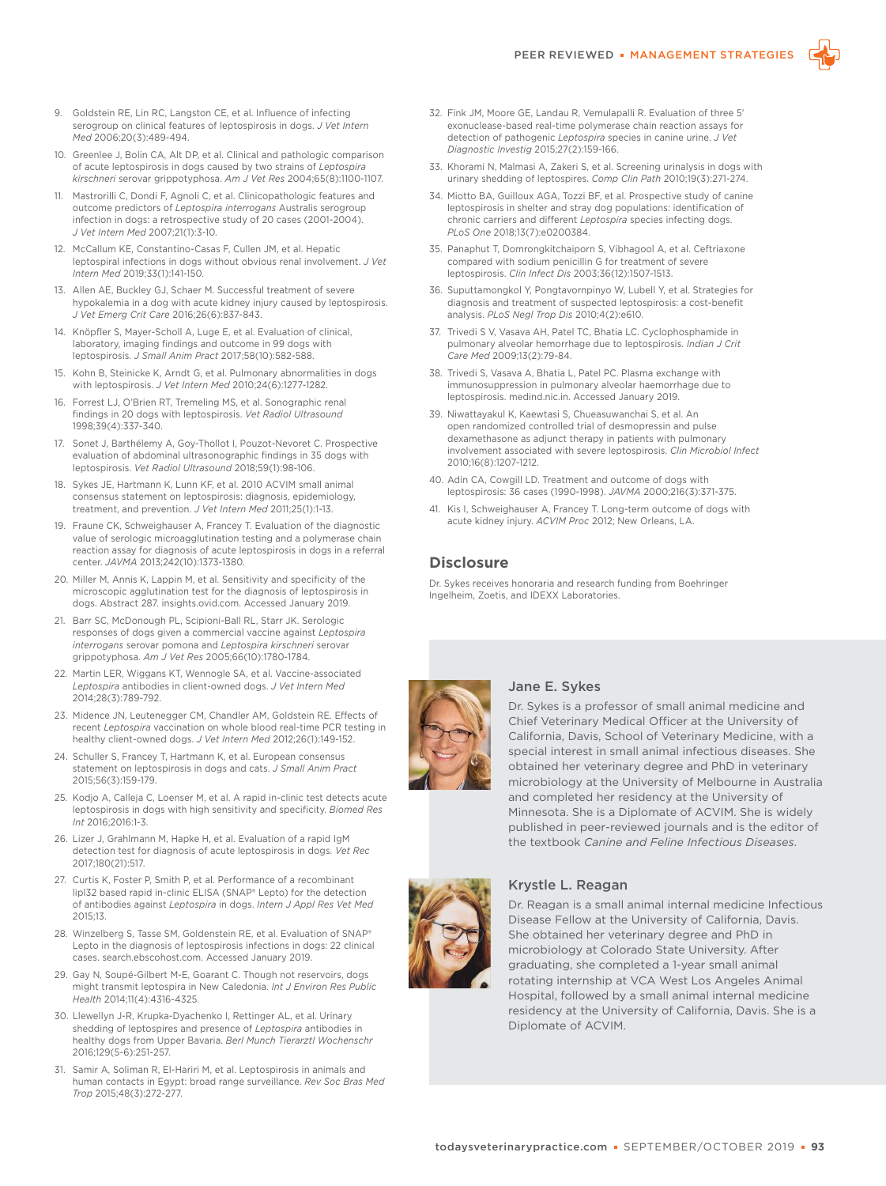9. Goldstein RE, Lin RC, Langston CE, et al. Influence of infecting serogroup on clinical features of leptospirosis in dogs. *J Vet Intern Med* 2006;20(3):489-494.
10. Greenlee J, Bolin CA, Alt DP, et al. Clinical and pathologic comparison of acute leptospirosis in dogs caused by two strains of *Leptospira kirschneri* serovar grippotyphosa. *Am J Vet Res* 2004;65(8):1100-1107.
11. Mastrorilli C, Dondi F, Agnoli C, et al. Clinicopathologic features and outcome predictors of *Leptospira interrogans* Australis serogroup infection in dogs: a retrospective study of 20 cases (2001-2004). *J Vet Intern Med* 2007;21(1):3-10.
12. McCallum KE, Constantino-Casas F, Cullen JM, et al. Hepatic leptospiral infections in dogs without obvious renal involvement. *J Vet Intern Med* 2019;33(1):141-150.
13. Allen AE, Buckley GJ, Schaer M. Successful treatment of severe hypokalemia in a dog with acute kidney injury caused by leptospirosis. *J Vet Emerg Crit Care* 2016;26(6):837-843.
14. Knöpfler S, Mayer-Scholl A, Luge E, et al. Evaluation of clinical, laboratory, imaging findings and outcome in 99 dogs with leptospirosis. *J Small Anim Pract* 2017;58(10):582-588.
15. Kohn B, Steinicke K, Arndt G, et al. Pulmonary abnormalities in dogs with leptospirosis. *J Vet Intern Med* 2010;24(6):1277-1282.
16. Forrest LJ, O'Brien RT, Tremeling MS, et al. Sonographic renal findings in 20 dogs with leptospirosis. *Vet Radiol Ultrasound* 1998;39(4):337-340.
17. Sonet J, Barthélemy A, Goy-Thollot I, Pouzot-Nevoret C. Prospective evaluation of abdominal ultrasonographic findings in 35 dogs with leptospirosis. *Vet Radiol Ultrasound* 2018;59(1):98-106.
18. Sykes JE, Hartmann K, Lunn KF, et al. 2010 ACVIM small animal consensus statement on leptospirosis: diagnosis, epidemiology, treatment, and prevention. *J Vet Intern Med* 2011;25(1):1-13.
19. Fraune CK, Schweighauser A, Francey T. Evaluation of the diagnostic value of serologic microagglutination testing and a polymerase chain reaction assay for diagnosis of acute leptospirosis in dogs in a referral center. *JAVMA* 2013;242(10):1373-1380.
20. Miller M, Annis K, Lappin M, et al. Sensitivity and specificity of the microscopic agglutination test for the diagnosis of leptospirosis in dogs. Abstract 287. insights.ovid.com. Accessed January 2019.
21. Barr SC, McDonough PL, Scipioni-Ball RL, Starr JK. Serologic responses of dogs given a commercial vaccine against *Leptospira interrogans* serovar pomona and *Leptospira kirschneri* serovar grippotyphosa. *Am J Vet Res* 2005;66(10):1780-1784.
22. Martin LER, Wiggans KT, Wennogle SA, et al. Vaccine-associated *Leptospira* antibodies in client-owned dogs. *J Vet Intern Med* 2014;28(3):789-792.
23. Midence JN, Leutenegger CM, Chandler AM, Goldstein RE. Effects of recent *Leptospira* vaccination on whole blood real-time PCR testing in healthy client-owned dogs. *J Vet Intern Med* 2012;26(1):149-152.
24. Schuller S, Francey T, Hartmann K, et al. European consensus statement on leptospirosis in dogs and cats. *J Small Anim Pract* 2015;56(3):159-179.
25. Kodjo A, Calleja C, Loenser M, et al. A rapid in-clinic test detects acute leptospirosis in dogs with high sensitivity and specificity. *Biomed Res Int* 2016;2016:1-3.
26. Lizer J, Grahlmann M, Hapke H, et al. Evaluation of a rapid IgM detection test for diagnosis of acute leptospirosis in dogs. *Vet Rec* 2017;180(21):517.
27. Curtis K, Foster P, Smith P, et al. Performance of a recombinant lipl32 based rapid in-clinic ELISA (SNAP® Lepto) for the detection of antibodies against *Leptospira* in dogs. *Intern J Appl Res Vet Med* 2015;13.
28. Winzelberg S, Tasse SM, Goldenstein RE, et al. Evaluation of SNAP® Lepto in the diagnosis of leptospirosis infections in dogs: 22 clinical cases. search.ebscohost.com. Accessed January 2019.
29. Gay N, Soupé-Gilbert M-E, Goarant C. Though not reservoirs, dogs might transmit leptospira in New Caledonia. *Int J Environ Res Public Health* 2014;11(4):4316-4325.
30. Llewellyn J-R, Krupka-Dyachenko I, Rettinger AL, et al. Urinary shedding of leptospires and presence of *Leptospira* antibodies in healthy dogs from Upper Bavaria. *Berl Munch Tierarztl Wochenschr* 2016;129(5-6):251-257.
31. Samir A, Soliman R, El-Hariri M, et al. Leptospirosis in animals and human contacts in Egypt: broad range surveillance. *Rev Soc Bras Med Trop* 2015;48(3):272-277.
32. Fink JM, Moore GE, Landau R, Vemulapalli R. Evaluation of three 5' exonuclease-based real-time polymerase chain reaction assays for detection of pathogenic *Leptospira* species in canine urine. *J Vet Diagnostic Investig* 2015;27(2):159-166.
33. Khorami N, Malmasi A, Zakeri S, et al. Screening urinalysis in dogs with urinary shedding of leptospires. *Comp Clin Path* 2010;19(3):271-274.
34. Miotto BA, Guilloux AGA, Tozzi BF, et al. Prospective study of canine leptospirosis in shelter and stray dog populations: identification of chronic carriers and different *Leptospira* species infecting dogs. *PLoS One* 2018;13(7):e0200384.
35. Panaphut T, Domrongkitchaiporn S, Vibhagool A, et al. Ceftriaxone compared with sodium penicillin G for treatment of severe leptospirosis. *Clin Infect Dis* 2003;36(12):1507-1513.
36. Suputtamongkol Y, Pongtavornpinyo W, Lubell Y, et al. Strategies for diagnosis and treatment of suspected leptospirosis: a cost-benefit analysis. *PLoS Negl Trop Dis* 2010;4(2):e610.
37. Trivedi S V, Vasava AH, Patel TC, Bhatia LC. Cyclophosphamide in pulmonary alveolar hemorrhage due to leptospirosis. *Indian J Crit Care Med* 2009;13(2):79-84.
38. Trivedi S, Vasava A, Bhatia L, Patel PC. Plasma exchange with immunosuppression in pulmonary alveolar haemorrhage due to leptospirosis. medind.nic.in. Accessed January 2019.
39. Niwattayakul K, Kaewtasi S, Chueasuwanchai S, et al. An open randomized controlled trial of desmopressin and pulse dexamethasone as adjunct therapy in patients with pulmonary involvement associated with severe leptospirosis. *Clin Microbiol Infect* 2010;16(8):1207-1212.
40. Adin CA, Cowgill LD. Treatment and outcome of dogs with leptospirosis: 36 cases (1990-1998). *JAVMA* 2000;216(3):371-375.
41. Kis I, Schweighauser A, Francey T. Long-term outcome of dogs with acute kidney injury. *ACVIM Proc* 2012; New Orleans, LA.

## Disclosure

Dr. Sykes receives honoraria and research funding from Boehringer Ingelheim, Zoetis, and IDEXX Laboratories.

### Jane E. Sykes

Dr. Sykes is a professor of small animal medicine and Chief Veterinary Medical Officer at the University of California, Davis, School of Veterinary Medicine, with a special interest in small animal infectious diseases. She obtained her veterinary degree and PhD in veterinary microbiology at the University of Melbourne in Australia and completed her residency at the University of Minnesota. She is a Diplomate of ACVIM. She is widely published in peer-reviewed journals and is the editor of the textbook *Canine and Feline Infectious Diseases*.

### Krystle L. Reagan

Dr. Reagan is a small animal internal medicine Infectious Disease Fellow at the University of California, Davis. She obtained her veterinary degree and PhD in microbiology at Colorado State University. After graduating, she completed a 1-year small animal rotating internship at VCA West Los Angeles Animal Hospital, followed by a small animal internal medicine residency at the University of California, Davis. She is a Diplomate of ACVIM.